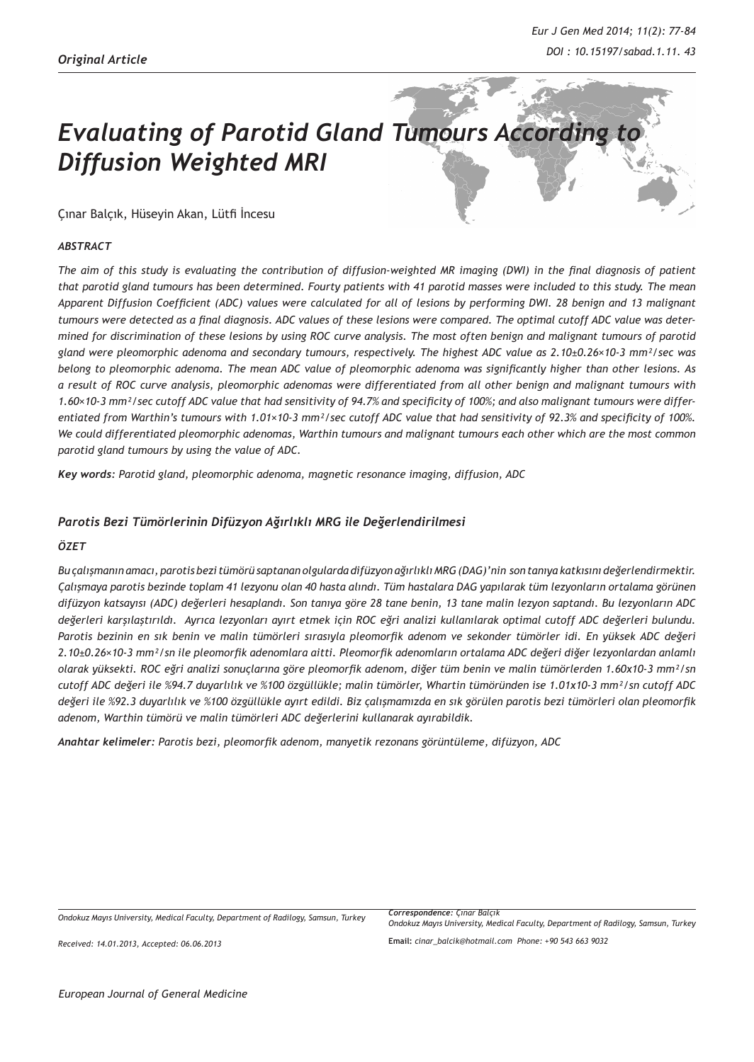*Original Article*

# *Evaluating of Parotid Gland Tumours According to Diffusion Weighted MRI*

Çınar Balçık, Hüseyin Akan, Lütfi İncesu

### *ABSTRACT*

*The aim of this study is evaluating the contribution of diffusion-weighted MR imaging (DWI) in the final diagnosis of patient that parotid gland tumours has been determined. Fourty patients with 41 parotid masses were included to this study. The mean Apparent Diffusion Coefficient (ADC) values were calculated for all of lesions by performing DWI. 28 benign and 13 malignant tumours were detected as a final diagnosis. ADC values of these lesions were compared. The optimal cutoff ADC value was determined for discrimination of these lesions by using ROC curve analysis. The most often benign and malignant tumours of parotid gland were pleomorphic adenoma and secondary tumours, respectively. The highest ADC value as 2.10±0.26×10-3 mm²/sec was belong to pleomorphic adenoma. The mean ADC value of pleomorphic adenoma was significantly higher than other lesions. As a result of ROC curve analysis, pleomorphic adenomas were differentiated from all other benign and malignant tumours with 1.60×10-3 mm²/sec cutoff ADC value that had sensitivity of 94.7% and specificity of 100%; and also malignant tumours were differentiated from Warthin's tumours with 1.01×10-3 mm²/sec cutoff ADC value that had sensitivity of 92.3% and specificity of 100%. We could differentiated pleomorphic adenomas, Warthin tumours and malignant tumours each other which are the most common parotid gland tumours by using the value of ADC.*

***Key words:** Parotid gland, pleomorphic adenoma, magnetic resonance imaging, diffusion, ADC*

## *Parotis Bezi Tümörlerinin Difüzyon Ağırlıklı MRG ile Değerlendirilmesi*

### *ÖZET*

*Bu çalışmanın amacı, parotis bezi tümörü saptanan olgularda difüzyon ağırlıklı MRG (DAG)'nin son tanıya katkısını değerlendirmektir. Çalışmaya parotis bezinde toplam 41 lezyonu olan 40 hasta alındı. Tüm hastalara DAG yapılarak tüm lezyonların ortalama görünen difüzyon katsayısı (ADC) değerleri hesaplandı. Son tanıya göre 28 tane benin, 13 tane malin lezyon saptandı. Bu lezyonların ADC değerleri karşılaştırıldı. Ayrıca lezyonları ayırt etmek için ROC eğri analizi kullanılarak optimal cutoff ADC değerleri bulundu. Parotis bezinin en sık benin ve malin tümörleri sırasıyla pleomorfik adenom ve sekonder tümörler idi. En yüksek ADC değeri 2.10±0.26×10-3 mm²/sn ile pleomorfik adenomlara aitti. Pleomorfik adenomların ortalama ADC değeri diğer lezyonlardan anlamlı olarak yüksekti. ROC eğri analizi sonuçlarına göre pleomorfik adenom, diğer tüm benin ve malin tümörlerden 1.60x10-3 mm²/sn cutoff ADC değeri ile %94.7 duyarlılık ve %100 özgüllükle; malin tümörler, Whartin tümöründen ise 1.01x10-3 mm²/sn cutoff ADC değeri ile %92.3 duyarlılık ve %100 özgüllükle ayırt edildi. Biz çalışmamızda en sık görülen parotis bezi tümörleri olan pleomorfik adenom, Warthin tümörü ve malin tümörleri ADC değerlerini kullanarak ayırabildik.*

***Anahtar kelimeler:** Parotis bezi, pleomorfik adenom, manyetik rezonans görüntüleme, difüzyon, ADC*

---

*Ondokuz Mayıs University, Medical Faculty, Department of Radiology, Samsun, Turkey*

*Received: 14.01.2013, Accepted: 06.06.2013*

***Correspondence:** Çınar Balçık*
*Ondokuz Mayıs University, Medical Faculty, Department of Radiology, Samsun, Turkey*

**Email:** *cinar_balcik@hotmail.com Phone: +90 543 663 9032*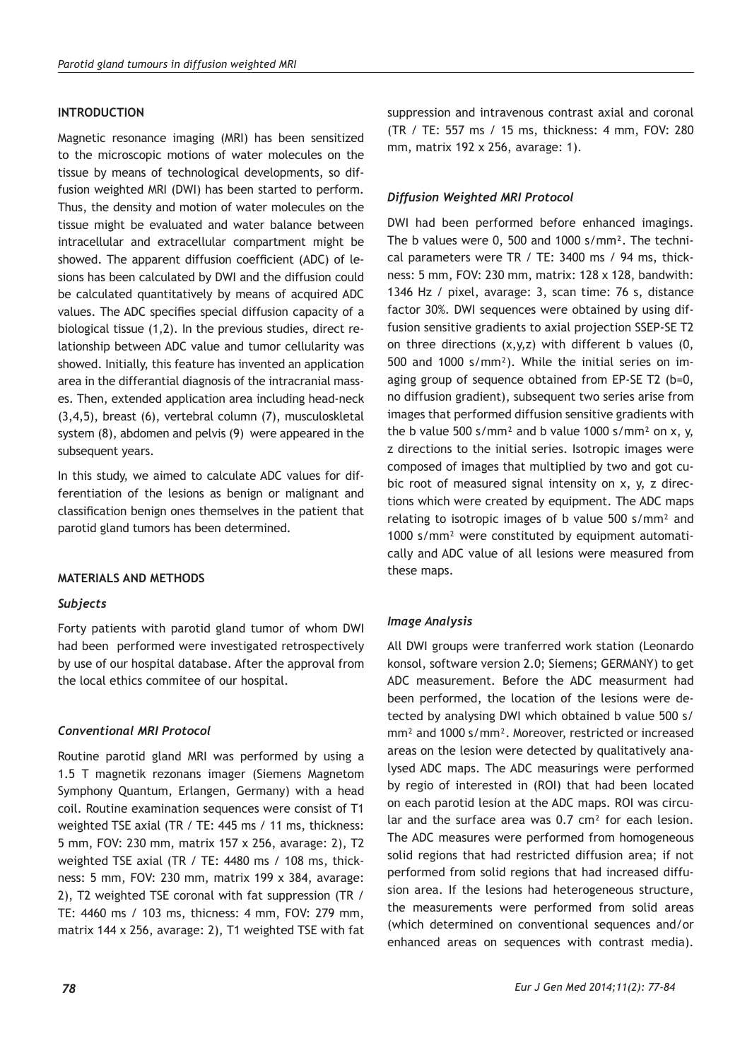## INTRODUCTION

Magnetic resonance imaging (MRI) has been sensitized to the microscopic motions of water molecules on the tissue by means of technological developments, so diffusion weighted MRI (DWI) has been started to perform. Thus, the density and motion of water molecules on the tissue might be evaluated and water balance between intracellular and extracellular compartment might be showed. The apparent diffusion coefficient (ADC) of lesions has been calculated by DWI and the diffusion could be calculated quantitatively by means of acquired ADC values. The ADC specifies special diffusion capacity of a biological tissue (1,2). In the previous studies, direct relationship between ADC value and tumor cellularity was showed. Initially, this feature has invented an application area in the differantial diagnosis of the intracranial masses. Then, extended application area including head-neck (3,4,5), breast (6), vertebral column (7), musculoskeletal system (8), abdomen and pelvis (9) were appeared in the subsequent years.

In this study, we aimed to calculate ADC values for differentiation of the lesions as benign or malignant and classification benign ones themselves in the patient that parotid gland tumors has been determined.

## MATERIALS AND METHODS

### *Subjects*

Forty patients with parotid gland tumor of whom DWI had been performed were investigated retrospectively by use of our hospital database. After the approval from the local ethics commitee of our hospital.

### *Conventional MRI Protocol*

Routine parotid gland MRI was performed by using a 1.5 T magnetik rezonans imager (Siemens Magnetom Symphony Quantum, Erlangen, Germany) with a head coil. Routine examination sequences were consist of T1 weighted TSE axial (TR / TE: 445 ms / 11 ms, thickness: 5 mm, FOV: 230 mm, matrix 157 x 256, avarage: 2), T2 weighted TSE axial (TR / TE: 4480 ms / 108 ms, thickness: 5 mm, FOV: 230 mm, matrix 199 x 384, avarage: 2), T2 weighted TSE coronal with fat suppression (TR / TE: 4460 ms / 103 ms, thicness: 4 mm, FOV: 279 mm, matrix 144 x 256, avarage: 2), T1 weighted TSE with fat suppression and intravenous contrast axial and coronal (TR / TE: 557 ms / 15 ms, thickness: 4 mm, FOV: 280 mm, matrix 192 x 256, avarage: 1).

### *Diffusion Weighted MRI Protocol*

DWI had been performed before enhanced imagings. The b values were 0, 500 and 1000 s/mm². The technical parameters were TR / TE: 3400 ms / 94 ms, thickness: 5 mm, FOV: 230 mm, matrix: 128 x 128, bandwith: 1346 Hz / pixel, avarage: 3, scan time: 76 s, distance factor 30%. DWI sequences were obtained by using diffusion sensitive gradients to axial projection SSEP-SE T2 on three directions (x,y,z) with different b values (0, 500 and 1000 s/mm²). While the initial series on imaging group of sequence obtained from EP-SE T2 (b=0, no diffusion gradient), subsequent two series arise from images that performed diffusion sensitive gradients with the b value 500 s/mm² and b value 1000 s/mm² on x, y, z directions to the initial series. Isotropic images were composed of images that multiplied by two and got cubic root of measured signal intensity on x, y, z directions which were created by equipment. The ADC maps relating to isotropic images of b value 500 s/mm² and 1000 s/mm² were constituted by equipment automatically and ADC value of all lesions were measured from these maps.

### *Image Analysis*

All DWI groups were tranferred work station (Leonardo konsol, software version 2.0; Siemens; GERMANY) to get ADC measurement. Before the ADC measurment had been performed, the location of the lesions were detected by analysing DWI which obtained b value 500 s/mm² and 1000 s/mm². Moreover, restricted or increased areas on the lesion were detected by qualitatively analysed ADC maps. The ADC measurings were performed by regio of interested in (ROI) that had been located on each parotid lesion at the ADC maps. ROI was circular and the surface area was 0.7 cm² for each lesion. The ADC measures were performed from homogeneous solid regions that had restricted diffusion area; if not performed from solid regions that had increased diffusion area. If the lesions had heterogeneous structure, the measurements were performed from solid areas (which determined on conventional sequences and/or enhanced areas on sequences with contrast media).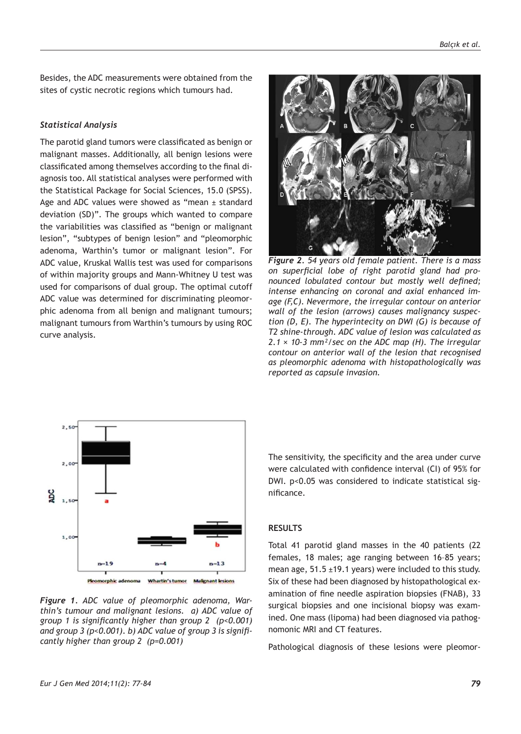Besides, the ADC measurements were obtained from the sites of cystic necrotic regions which tumours had.

### *Statistical Analysis*

The parotid gland tumors were classificated as benign or malignant masses. Additionally, all benign lesions were classificated among themselves according to the final diagnosis too. All statistical analyses were performed with the Statistical Package for Social Sciences, 15.0 (SPSS). Age and ADC values were showed as "mean ± standard deviation (SD)". The groups which wanted to compare the variabilities was classified as "benign or malignant lesion", "subtypes of benign lesion" and "pleomorphic adenoma, Warthin's tumor or malignant lesion". For ADC value, Kruskal Wallis test was used for comparisons of within majority groups and Mann-Whitney U test was used for comparisons of dual group. The optimal cutoff ADC value was determined for discriminating pleomorphic adenoma from all benign and malignant tumours; malignant tumours from Warthin's tumours by using ROC curve analysis.

*Figure 2. 54 years old female patient. There is a mass on superficial lobe of right parotid gland had pronounced lobulated contour but mostly well defined; intense enhancing on coronal and axial enhanced image (F,C). Nevermore, the irregular contour on anterior wall of the lesion (arrows) causes malignancy suspection (D, E). The hyperintecity on DWI (G) is because of T2 shine-through. ADC value of lesion was calculated as 2.1 × 10-3 mm²/sec on the ADC map (H). The irregular contour on anterior wall of the lesion that recognised as pleomorphic adenoma with histopathologically was reported as capsule invasion.*

*Figure 1. ADC value of pleomorphic adenoma, Warthin's tumour and malignant lesions. a) ADC value of group 1 is significantly higher than group 2 (p<0.001) and group 3 (p<0.001). b) ADC value of group 3 is significantly higher than group 2 (p=0.001)*

The sensitivity, the specificity and the area under curve were calculated with confidence interval (CI) of 95% for DWI. p<0.05 was considered to indicate statistical significance.

## RESULTS

Total 41 parotid gland masses in the 40 patients (22 females, 18 males; age ranging between 16–85 years; mean age, 51.5 ±19.1 years) were included to this study. Six of these had been diagnosed by histopathological examination of fine needle aspiration biopsies (FNAB), 33 surgical biopsies and one incisional biopsy was examined. One mass (lipoma) had been diagnosed via pathognomonic MRI and CT features.

Pathological diagnosis of these lesions were pleomor-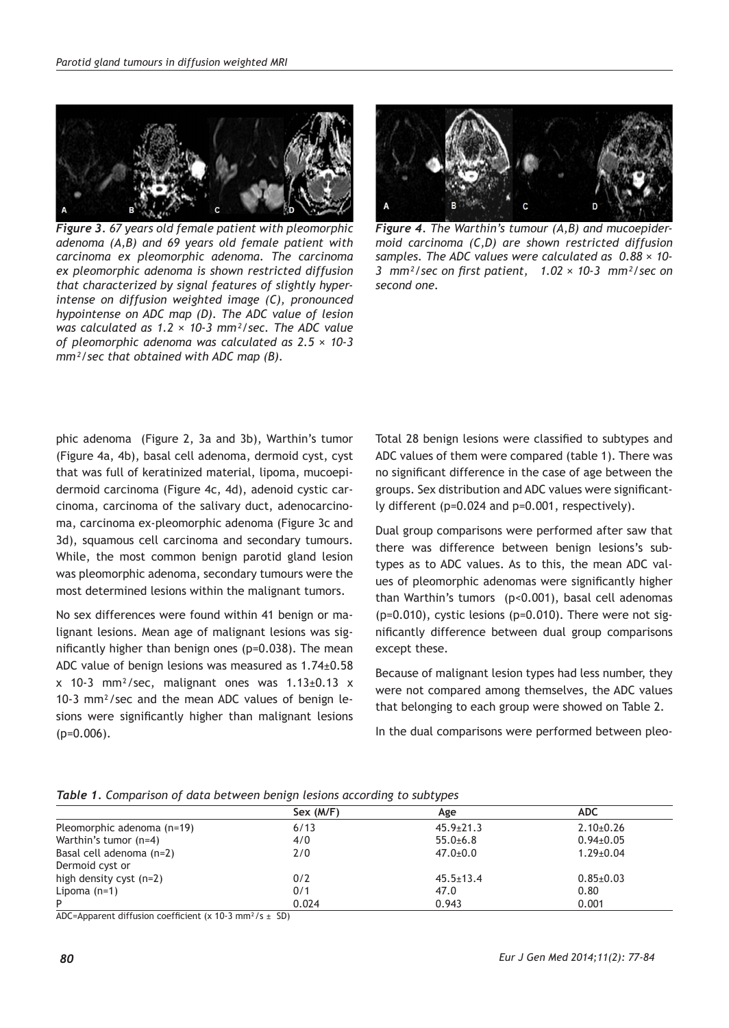*Figure 3. 67 years old female patient with pleomorphic adenoma (A,B) and 69 years old female patient with carcinoma ex pleomorphic adenoma. The carcinoma ex pleomorphic adenoma is shown restricted diffusion that characterized by signal features of slightly hyperintense on diffusion weighted image (C), pronounced hypointense on ADC map (D). The ADC value of lesion was calculated as 1.2 × 10-3 mm²/sec. The ADC value of pleomorphic adenoma was calculated as 2.5 × 10-3 mm²/sec that obtained with ADC map (B).*

*Figure 4. The Warthin's tumour (A,B) and mucoepidermoid carcinoma (C,D) are shown restricted diffusion samples. The ADC values were calculated as 0.88 × 10-3 mm²/sec on first patient, 1.02 × 10-3 mm²/sec on second one.*

phic adenoma (Figure 2, 3a and 3b), Warthin's tumor (Figure 4a, 4b), basal cell adenoma, dermoid cyst, cyst that was full of keratinized material, lipoma, mucoepidermoid carcinoma (Figure 4c, 4d), adenoid cystic carcinoma, carcinoma of the salivary duct, adenocarcinoma, carcinoma ex-pleomorphic adenoma (Figure 3c and 3d), squamous cell carcinoma and secondary tumours. While, the most common benign parotid gland lesion was pleomorphic adenoma, secondary tumours were the most determined lesions within the malignant tumors.

No sex differences were found within 41 benign or malignant lesions. Mean age of malignant lesions was significantly higher than benign ones (p=0.038). The mean ADC value of benign lesions was measured as 1.74±0.58 x 10-3 mm²/sec, malignant ones was 1.13±0.13 x 10-3 mm²/sec and the mean ADC values of benign lesions were significantly higher than malignant lesions (p=0.006).

Total 28 benign lesions were classified to subtypes and ADC values of them were compared (table 1). There was no significant difference in the case of age between the groups. Sex distribution and ADC values were significantly different (p=0.024 and p=0.001, respectively).

Dual group comparisons were performed after saw that there was difference between benign lesions's subtypes as to ADC values. As to this, the mean ADC values of pleomorphic adenomas were significantly higher than Warthin's tumors (p<0.001), basal cell adenomas (p=0.010), cystic lesions (p=0.010). There were not significantly difference between dual group comparisons except these.

Because of malignant lesion types had less number, they were not compared among themselves, the ADC values that belonging to each group were showed on Table 2.

In the dual comparisons were performed between pleo-

*Table 1. Comparison of data between benign lesions according to subtypes*

| | Sex (M/F) | Age | ADC |
|---|---|---|---|
| Pleomorphic adenoma (n=19) | 6/13 | 45.9±21.3 | 2.10±0.26 |
| Warthin's tumor (n=4) | 4/0 | 55.0±6.8 | 0.94±0.05 |
| Basal cell adenoma (n=2) | 2/0 | 47.0±0.0 | 1.29±0.04 |
| Dermoid cyst or high density cyst (n=2) | 0/2 | 45.5±13.4 | 0.85±0.03 |
| Lipoma (n=1) | 0/1 | 47.0 | 0.80 |
| P | 0.024 | 0.943 | 0.001 |

ADC=Apparent diffusion coefficient (x 10-3 mm²/s ± SD)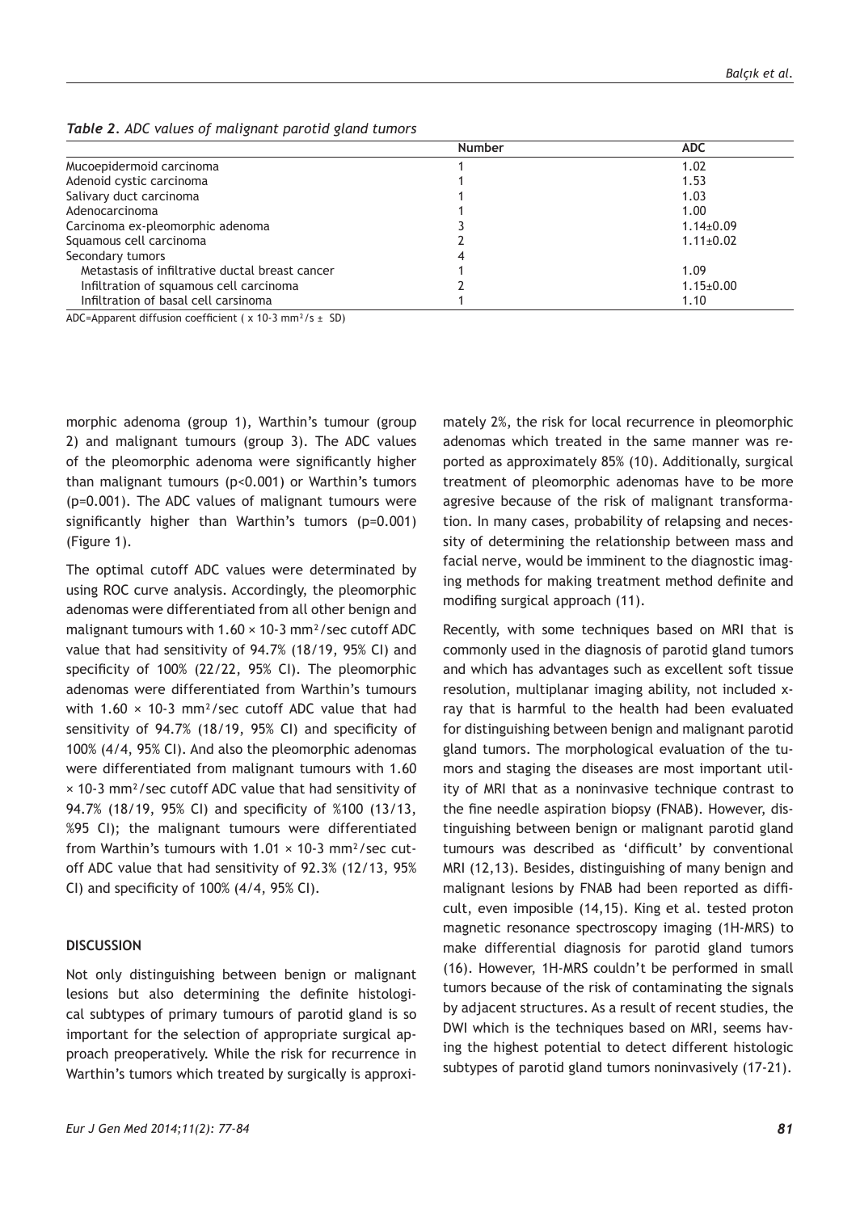*Table 2. ADC values of malignant parotid gland tumors*

| | Number | ADC |
|---|---|---|
| Mucoepidermoid carcinoma | 1 | 1.02 |
| Adenoid cystic carcinoma | 1 | 1.53 |
| Salivary duct carcinoma | 1 | 1.03 |
| Adenocarcinoma | 1 | 1.00 |
| Carcinoma ex-pleomorphic adenoma | 3 | 1.14±0.09 |
| Squamous cell carcinoma | 2 | 1.11±0.02 |
| Secondary tumors | 4 | |
| Metastasis of infiltrative ductal breast cancer | 1 | 1.09 |
| Infiltration of squamous cell carcinoma | 2 | 1.15±0.00 |
| Infiltration of basal cell carsinoma | 1 | 1.10 |

ADC=Apparent diffusion coefficient ( x 10-3 mm²/s ± SD)

morphic adenoma (group 1), Warthin's tumour (group 2) and malignant tumours (group 3). The ADC values of the pleomorphic adenoma were significantly higher than malignant tumours ($p<0.001$) or Warthin's tumors ($p=0.001$). The ADC values of malignant tumours were significantly higher than Warthin's tumors ($p=0.001$) (Figure 1).

The optimal cutoff ADC values were determined by using ROC curve analysis. Accordingly, the pleomorphic adenomas were differentiated from all other benign and malignant tumours with 1.60 × 10-3 mm²/sec cutoff ADC value that had sensitivity of 94.7% (18/19, 95% CI) and specificity of 100% (22/22, 95% CI). The pleomorphic adenomas were differentiated from Warthin's tumours with 1.60 × 10-3 mm²/sec cutoff ADC value that had sensitivity of 94.7% (18/19, 95% CI) and specificity of 100% (4/4, 95% CI). And also the pleomorphic adenomas were differentiated from malignant tumours with 1.60 × 10-3 mm²/sec cutoff ADC value that had sensitivity of 94.7% (18/19, 95% CI) and specificity of %100 (13/13, %95 CI); the malignant tumours were differentiated from Warthin's tumours with 1.01 × 10-3 mm²/sec cutoff ADC value that had sensitivity of 92.3% (12/13, 95% CI) and specificity of 100% (4/4, 95% CI).

## DISCUSSION

Not only distinguishing between benign or malignant lesions but also determining the definite histological subtypes of primary tumours of parotid gland is so important for the selection of appropriate surgical approach preoperatively. While the risk for recurrence in Warthin's tumors which treated by surgically is approximately 2%, the risk for local recurrence in pleomorphic adenomas which treated in the same manner was reported as approximately 85% (10). Additionally, surgical treatment of pleomorphic adenomas have to be more agresive because of the risk of malignant transformation. In many cases, probability of relapsing and necessity of determining the relationship between mass and facial nerve, would be imminent to the diagnostic imaging methods for making treatment method definite and modifing surgical approach (11).

Recently, with some techniques based on MRI that is commonly used in the diagnosis of parotid gland tumors and which has advantages such as excellent soft tissue resolution, multiplanar imaging ability, not included x-ray that is harmful to the health had been evaluated for distinguishing between benign and malignant parotid gland tumors. The morphological evaluation of the tumors and staging the diseases are most important utility of MRI that as a noninvasive technique contrast to the fine needle aspiration biopsy (FNAB). However, distinguishing between benign or malignant parotid gland tumours was described as 'difficult' by conventional MRI (12,13). Besides, distinguishing of many benign and malignant lesions by FNAB had been reported as difficult, even imposible (14,15). King et al. tested proton magnetic resonance spectroscopy imaging (1H-MRS) to make differential diagnosis for parotid gland tumors (16). However, 1H-MRS couldn't be performed in small tumors because of the risk of contaminating the signals by adjacent structures. As a result of recent studies, the DWI which is the techniques based on MRI, seems having the highest potential to detect different histologic subtypes of parotid gland tumors noninvasively (17-21).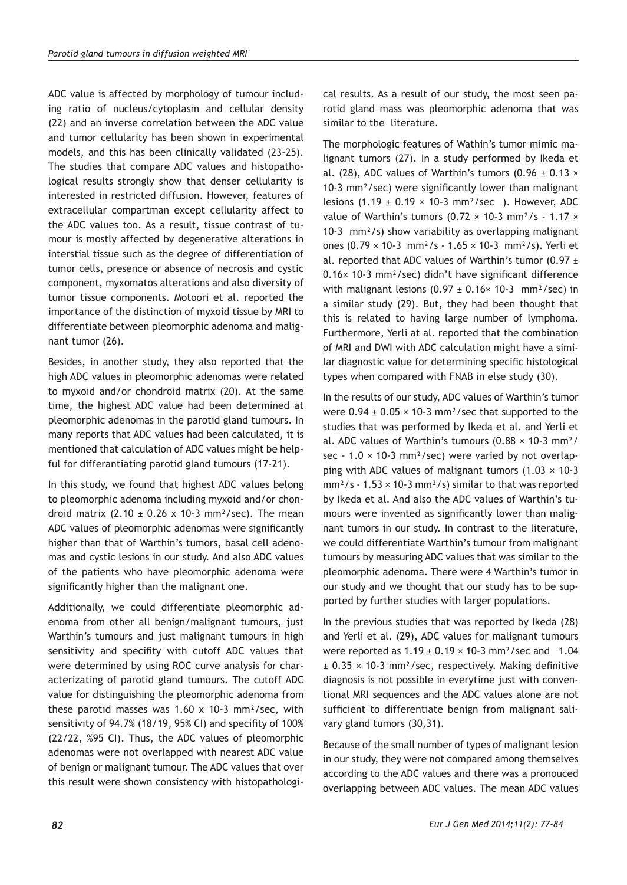ADC value is affected by morphology of tumour including ratio of nucleus/cytoplasm and cellular density (22) and an inverse correlation between the ADC value and tumor cellularity has been shown in experimental models, and this has been clinically validated (23-25). The studies that compare ADC values and histopathological results strongly show that denser cellularity is interested in restricted diffusion. However, features of extracellular compartman except cellularity affect to the ADC values too. As a result, tissue contrast of tumour is mostly affected by degenerative alterations in interstial tissue such as the degree of differentiation of tumor cells, presence or absence of necrosis and cystic component, myxomatos alterations and also diversity of tumor tissue components. Motoori et al. reported the importance of the distinction of myxoid tissue by MRI to differentiate between pleomorphic adenoma and malignant tumor (26).

Besides, in another study, they also reported that the high ADC values in pleomorphic adenomas were related to myxoid and/or chondroid matrix (20). At the same time, the highest ADC value had been determined at pleomorphic adenomas in the parotid gland tumours. In many reports that ADC values had been calculated, it is mentioned that calculation of ADC values might be helpful for differantiating parotid gland tumours (17-21).

In this study, we found that highest ADC values belong to pleomorphic adenoma including myxoid and/or chondroid matrix ($2.10 \pm 0.26 \times 10^{-3}$ mm²/sec). The mean ADC values of pleomorphic adenomas were significantly higher than that of Warthin's tumors, basal cell adenomas and cystic lesions in our study. And also ADC values of the patients who have pleomorphic adenoma were significantly higher than the malignant one.

Additionally, we could differentiate pleomorphic adenoma from other all benign/malignant tumours, just Warthin's tumours and just malignant tumours in high sensitivity and specifity with cutoff ADC values that were determined by using ROC curve analysis for characterizating of parotid gland tumours. The cutoff ADC value for distinguishing the pleomorphic adenoma from these parotid masses was $1.60 \times 10^{-3}$ mm²/sec, with sensitivity of 94.7% (18/19, 95% CI) and specifity of 100% (22/22, %95 CI). Thus, the ADC values of pleomorphic adenomas were not overlapped with nearest ADC value of benign or malignant tumour. The ADC values that over this result were shown consistency with histopathological results. As a result of our study, the most seen parotid gland mass was pleomorphic adenoma that was similar to the literature.

The morphologic features of Wathin's tumor mimic malignant tumors (27). In a study performed by Ikeda et al. (28), ADC values of Warthin's tumors ($0.96 \pm 0.13 \times 10^{-3}$ mm²/sec) were significantly lower than malignant lesions ($1.19 \pm 0.19 \times 10^{-3}$ mm²/sec ). However, ADC value of Warthin's tumors ($0.72 \times 10^{-3}$ mm²/s - $1.17 \times 10^{-3}$ mm²/s) show variability as overlapping malignant ones ($0.79 \times 10^{-3}$ mm²/s - $1.65 \times 10^{-3}$ mm²/s). Yerli et al. reported that ADC values of Warthin's tumor ($0.97 \pm 0.16 \times 10^{-3}$ mm²/sec) didn't have significant difference with malignant lesions ($0.97 \pm 0.16 \times 10^{-3}$ mm²/sec) in a similar study (29). But, they had been thought that this is related to having large number of lymphoma. Furthermore, Yerli at al. reported that the combination of MRI and DWI with ADC calculation might have a similar diagnostic value for determining specific histological types when compared with FNAB in else study (30).

In the results of our study, ADC values of Warthin's tumor were $0.94 \pm 0.05 \times 10^{-3}$ mm²/sec that supported to the studies that was performed by Ikeda et al. and Yerli et al. ADC values of Warthin's tumours ($0.88 \times 10^{-3}$ mm²/sec - $1.0 \times 10^{-3}$ mm²/sec) were varied by not overlapping with ADC values of malignant tumors ($1.03 \times 10^{-3}$ mm²/s - $1.53 \times 10^{-3}$ mm²/s) similar to that was reported by Ikeda et al. And also the ADC values of Warthin's tumours were invented as significantly lower than malignant tumors in our study. In contrast to the literature, we could differentiate Warthin's tumour from malignant tumours by measuring ADC values that was similar to the pleomorphic adenoma. There were 4 Warthin's tumor in our study and we thought that our study has to be supported by further studies with larger populations.

In the previous studies that was reported by Ikeda (28) and Yerli et al. (29), ADC values for malignant tumours were reported as $1.19 \pm 0.19 \times 10^{-3}$ mm²/sec and $1.04 \pm 0.35 \times 10^{-3}$ mm²/sec, respectively. Making definitive diagnosis is not possible in everytime just with conventional MRI sequences and the ADC values alone are not sufficient to differentiate benign from malignant salivary gland tumors (30,31).

Because of the small number of types of malignant lesion in our study, they were not compared among themselves according to the ADC values and there was a pronouced overlapping between ADC values. The mean ADC values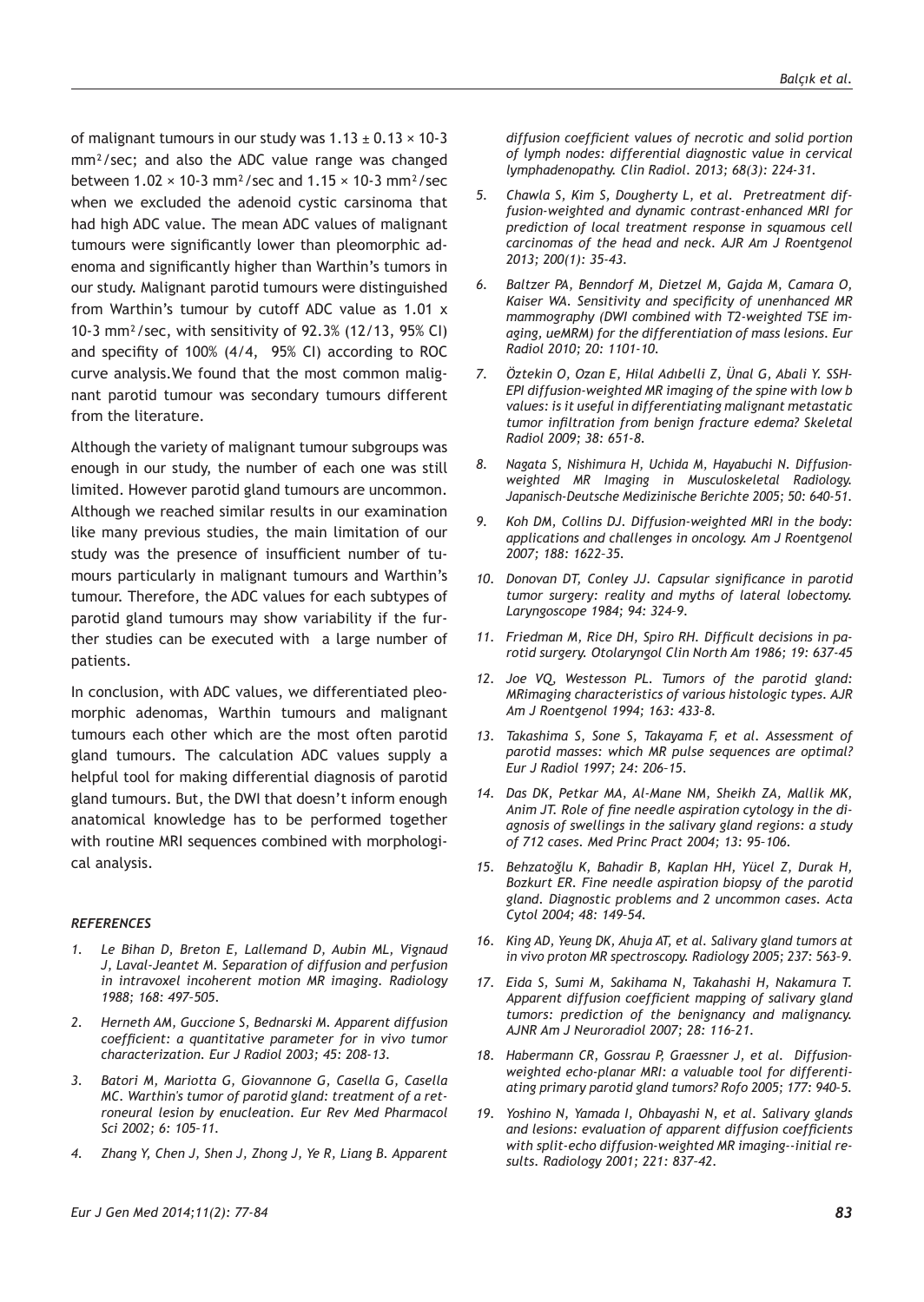of malignant tumours in our study was $1.13 \pm 0.13 \times 10\text{-}3$ mm²/sec; and also the ADC value range was changed between $1.02 \times 10\text{-}3$ mm²/sec and $1.15 \times 10\text{-}3$ mm²/sec when we excluded the adenoid cystic carcinoma that had high ADC value. The mean ADC values of malignant tumours were significantly lower than pleomorphic adenoma and significantly higher than Warthin's tumors in our study. Malignant parotid tumours were distinguished from Warthin's tumour by cutoff ADC value as $1.01 \times 10\text{-}3$ mm²/sec, with sensitivity of 92.3% (12/13, 95% CI) and specifity of 100% (4/4, 95% CI) according to ROC curve analysis. We found that the most common malignant parotid tumour was secondary tumours different from the literature.

Although the variety of malignant tumour subgroups was enough in our study, the number of each one was still limited. However parotid gland tumours are uncommon. Although we reached similar results in our examination like many previous studies, the main limitation of our study was the presence of insufficient number of tumours particularly in malignant tumours and Warthin's tumour. Therefore, the ADC values for each subtypes of parotid gland tumours may show variability if the further studies can be executed with a large number of patients.

In conclusion, with ADC values, we differentiated pleomorphic adenomas, Warthin tumours and malignant tumours each other which are the most often parotid gland tumours. The calculation ADC values supply a helpful tool for making differential diagnosis of parotid gland tumours. But, the DWI that doesn't inform enough anatomical knowledge has to be performed together with routine MRI sequences combined with morphological analysis.

### *REFERENCES*

1. *Le Bihan D, Breton E, Lallemand D, Aubin ML, Vignaud J, Laval-Jeantet M. Separation of diffusion and perfusion in intravoxel incoherent motion MR imaging. Radiology 1988; 168: 497–505.*
2. *Herneth AM, Guccione S, Bednarski M. Apparent diffusion coefficient: a quantitative parameter for in vivo tumor characterization. Eur J Radiol 2003; 45: 208-13.*
3. *Batori M, Mariotta G, Giovannone G, Casella G, Casella MC. Warthin's tumor of parotid gland: treatment of a retroneural lesion by enucleation. Eur Rev Med Pharmacol Sci 2002; 6: 105-11.*
4. *Zhang Y, Chen J, Shen J, Zhong J, Ye R, Liang B. Apparent diffusion coefficient values of necrotic and solid portion of lymph nodes: differential diagnostic value in cervical lymphadenopathy. Clin Radiol. 2013; 68(3): 224-31.*
5. *Chawla S, Kim S, Dougherty L, et al. Pretreatment diffusion-weighted and dynamic contrast-enhanced MRI for prediction of local treatment response in squamous cell carcinomas of the head and neck. AJR Am J Roentgenol 2013; 200(1): 35-43.*
6. *Baltzer PA, Benndorf M, Dietzel M, Gajda M, Camara O, Kaiser WA. Sensitivity and specificity of unenhanced MR mammography (DWI combined with T2-weighted TSE imaging, ueMRM) for the differentiation of mass lesions. Eur Radiol 2010; 20: 1101-10.*
7. *Öztekin O, Ozan E, Hilal Adıbelli Z, Ünal G, Abali Y. SSH-EPI diffusion-weighted MR imaging of the spine with low b values: is it useful in differentiating malignant metastatic tumor infiltration from benign fracture edema? Skeletal Radiol 2009; 38: 651-8.*
8. *Nagata S, Nishimura H, Uchida M, Hayabuchi N. Diffusion-weighted MR Imaging in Musculoskeletal Radiology. Japanisch-Deutsche Medizinische Berichte 2005; 50: 640-51.*
9. *Koh DM, Collins DJ. Diffusion-weighted MRI in the body: applications and challenges in oncology. Am J Roentgenol 2007; 188: 1622–35.*
10. *Donovan DT, Conley JJ. Capsular significance in parotid tumor surgery: reality and myths of lateral lobectomy. Laryngoscope 1984; 94: 324-9.*
11. *Friedman M, Rice DH, Spiro RH. Difficult decisions in parotid surgery. Otolaryngol Clin North Am 1986; 19: 637-45*
12. *Joe VQ, Westesson PL. Tumors of the parotid gland: MRimaging characteristics of various histologic types. AJR Am J Roentgenol 1994; 163: 433-8.*
13. *Takashima S, Sone S, Takayama F, et al. Assessment of parotid masses: which MR pulse sequences are optimal? Eur J Radiol 1997; 24: 206–15.*
14. *Das DK, Petkar MA, Al-Mane NM, Sheikh ZA, Mallik MK, Anim JT. Role of fine needle aspiration cytology in the diagnosis of swellings in the salivary gland regions: a study of 712 cases. Med Princ Pract 2004; 13: 95–106.*
15. *Behzatoğlu K, Bahadir B, Kaplan HH, Yücel Z, Durak H, Bozkurt ER. Fine needle aspiration biopsy of the parotid gland. Diagnostic problems and 2 uncommon cases. Acta Cytol 2004; 48: 149–54.*
16. *King AD, Yeung DK, Ahuja AT, et al. Salivary gland tumors at in vivo proton MR spectroscopy. Radiology 2005; 237: 563–9.*
17. *Eida S, Sumi M, Sakihama N, Takahashi H, Nakamura T. Apparent diffusion coefficient mapping of salivary gland tumors: prediction of the benignancy and malignancy. AJNR Am J Neuroradiol 2007; 28: 116–21.*
18. *Habermann CR, Gossrau P, Graessner J, et al. Diffusion-weighted echo-planar MRI: a valuable tool for differentiating primary parotid gland tumors? Rofo 2005; 177: 940–5.*
19. *Yoshino N, Yamada I, Ohbayashi N, et al. Salivary glands and lesions: evaluation of apparent diffusion coefficients with split-echo diffusion-weighted MR imaging--initial results. Radiology 2001; 221: 837–42.*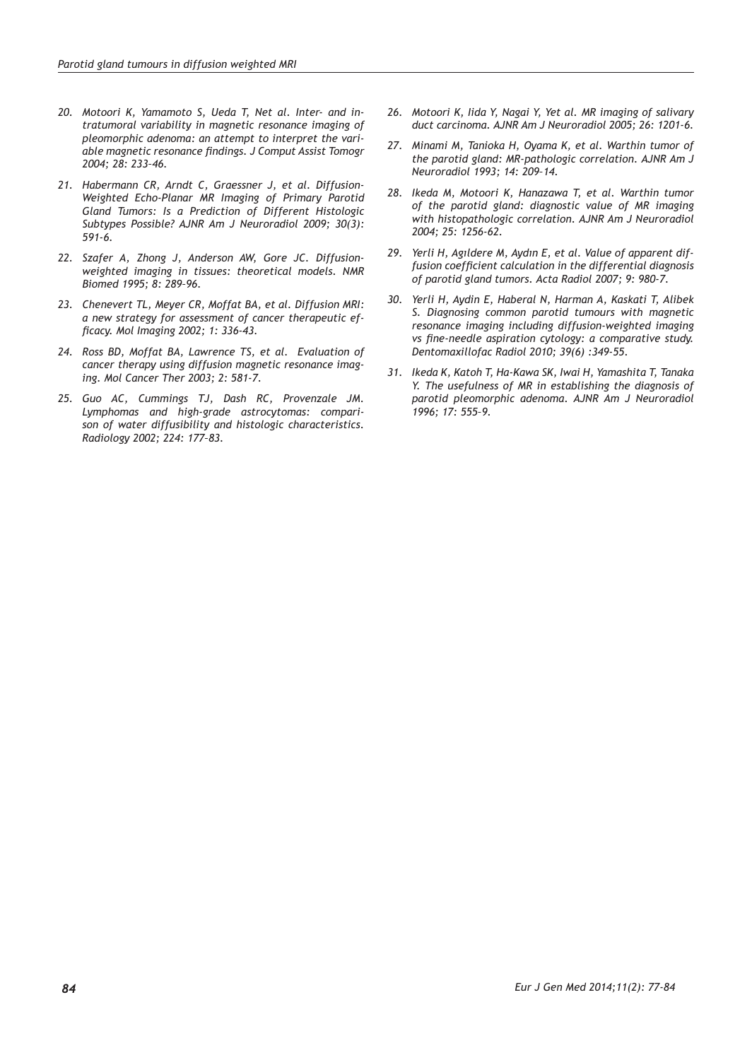20. Motoori K, Yamamoto S, Ueda T, Net al. Inter- and intratumoral variability in magnetic resonance imaging of pleomorphic adenoma: an attempt to interpret the variable magnetic resonance findings. J Comput Assist Tomogr 2004; 28: 233–46.

21. Habermann CR, Arndt C, Graessner J, et al. Diffusion-Weighted Echo-Planar MR Imaging of Primary Parotid Gland Tumors: Is a Prediction of Different Histologic Subtypes Possible? AJNR Am J Neuroradiol 2009; 30(3): 591-6.

22. Szafer A, Zhong J, Anderson AW, Gore JC. Diffusion-weighted imaging in tissues: theoretical models. NMR Biomed 1995; 8: 289–96.

23. Chenevert TL, Meyer CR, Moffat BA, et al. Diffusion MRI: a new strategy for assessment of cancer therapeutic efficacy. Mol Imaging 2002; 1: 336–43.

24. Ross BD, Moffat BA, Lawrence TS, et al. Evaluation of cancer therapy using diffusion magnetic resonance imaging. Mol Cancer Ther 2003; 2: 581–7.

25. Guo AC, Cummings TJ, Dash RC, Provenzale JM. Lymphomas and high-grade astrocytomas: comparison of water diffusibility and histologic characteristics. Radiology 2002; 224: 177–83.

26. Motoori K, Iida Y, Nagai Y, Yet al. MR imaging of salivary duct carcinoma. AJNR Am J Neuroradiol 2005; 26: 1201-6.

27. Minami M, Tanioka H, Oyama K, et al. Warthin tumor of the parotid gland: MR-pathologic correlation. AJNR Am J Neuroradiol 1993; 14: 209–14.

28. Ikeda M, Motoori K, Hanazawa T, et al. Warthin tumor of the parotid gland: diagnostic value of MR imaging with histopathologic correlation. AJNR Am J Neuroradiol 2004; 25: 1256-62.

29. Yerli H, Agıldere M, Aydın E, et al. Value of apparent diffusion coefficient calculation in the differential diagnosis of parotid gland tumors. Acta Radiol 2007; 9: 980-7.

30. Yerli H, Aydin E, Haberal N, Harman A, Kaskati T, Alibek S. Diagnosing common parotid tumours with magnetic resonance imaging including diffusion-weighted imaging vs fine-needle aspiration cytology: a comparative study. Dentomaxillofac Radiol 2010; 39(6) :349-55.

31. Ikeda K, Katoh T, Ha-Kawa SK, Iwai H, Yamashita T, Tanaka Y. The usefulness of MR in establishing the diagnosis of parotid pleomorphic adenoma. AJNR Am J Neuroradiol 1996; 17: 555–9.